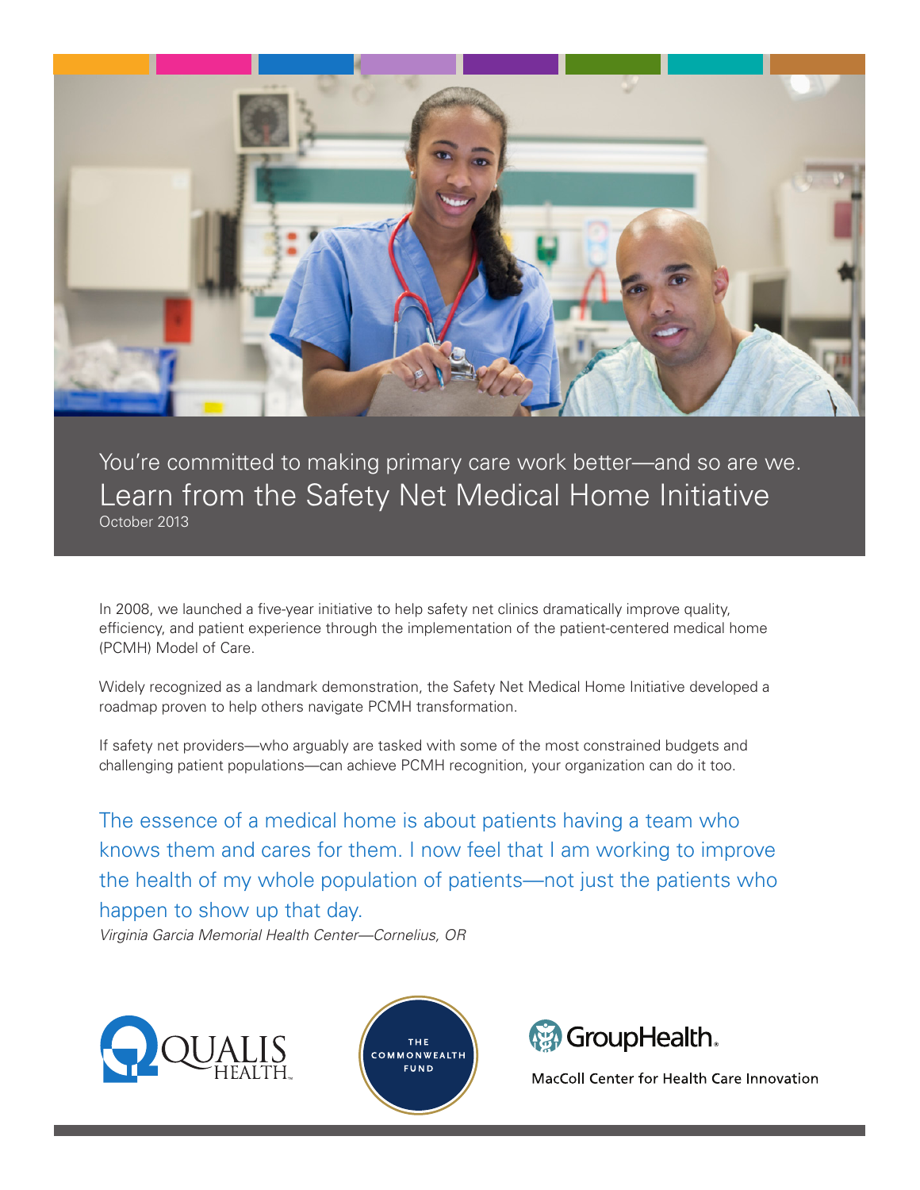You're committed to making primary care work better—and so are we.

# Learn from the Safety Net Medical Home Initiative

October 2013

In 2008, we launched a five-year initiative to help safety net clinics dramatically improve quality, efficiency, and patient experience through the implementation of the patient-centered medical home (PCMH) Model of Care.

Widely recognized as a landmark demonstration, the Safety Net Medical Home Initiative developed a roadmap proven to help others navigate PCMH transformation.

If safety net providers—who arguably are tasked with some of the most constrained budgets and challenging patient populations—can achieve PCMH recognition, your organization can do it too.

> The essence of a medical home is about patients having a team who knows them and cares for them. I now feel that I am working to improve the health of my whole population of patients—not just the patients who happen to show up that day.
>
> *Virginia Garcia Memorial Health Center—Cornelius, OR*

QUALIS HEALTH

THE COMMONWEALTH FUND

GroupHealth. MacColl Center for Health Care Innovation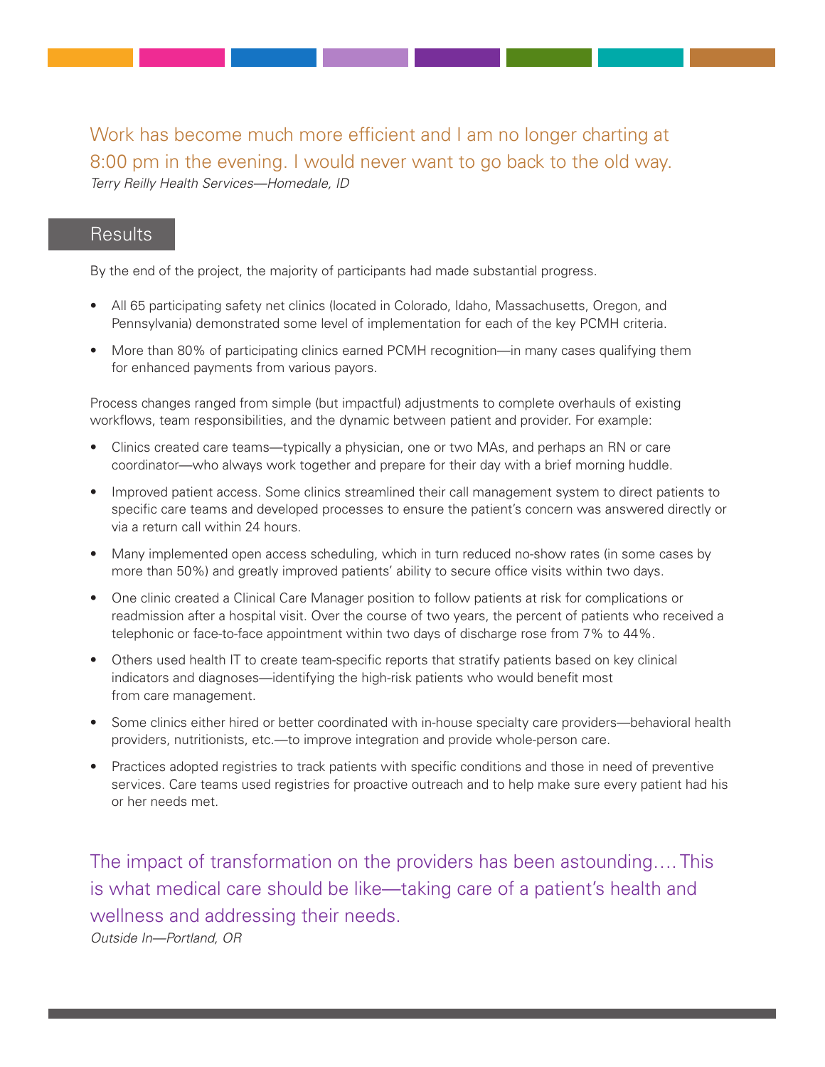> Work has become much more efficient and I am no longer charting at 8:00 pm in the evening. I would never want to go back to the old way.
>
> *Terry Reilly Health Services—Homedale, ID*

## Results

By the end of the project, the majority of participants had made substantial progress.

- All 65 participating safety net clinics (located in Colorado, Idaho, Massachusetts, Oregon, and Pennsylvania) demonstrated some level of implementation for each of the key PCMH criteria.
- More than 80% of participating clinics earned PCMH recognition—in many cases qualifying them for enhanced payments from various payors.

Process changes ranged from simple (but impactful) adjustments to complete overhauls of existing workflows, team responsibilities, and the dynamic between patient and provider. For example:

- Clinics created care teams—typically a physician, one or two MAs, and perhaps an RN or care coordinator—who always work together and prepare for their day with a brief morning huddle.
- Improved patient access. Some clinics streamlined their call management system to direct patients to specific care teams and developed processes to ensure the patient's concern was answered directly or via a return call within 24 hours.
- Many implemented open access scheduling, which in turn reduced no-show rates (in some cases by more than 50%) and greatly improved patients' ability to secure office visits within two days.
- One clinic created a Clinical Care Manager position to follow patients at risk for complications or readmission after a hospital visit. Over the course of two years, the percent of patients who received a telephonic or face-to-face appointment within two days of discharge rose from 7% to 44%.
- Others used health IT to create team-specific reports that stratify patients based on key clinical indicators and diagnoses—identifying the high-risk patients who would benefit most from care management.
- Some clinics either hired or better coordinated with in-house specialty care providers—behavioral health providers, nutritionists, etc.—to improve integration and provide whole-person care.
- Practices adopted registries to track patients with specific conditions and those in need of preventive services. Care teams used registries for proactive outreach and to help make sure every patient had his or her needs met.

> The impact of transformation on the providers has been astounding.... This is what medical care should be like—taking care of a patient's health and wellness and addressing their needs.
>
> *Outside In—Portland, OR*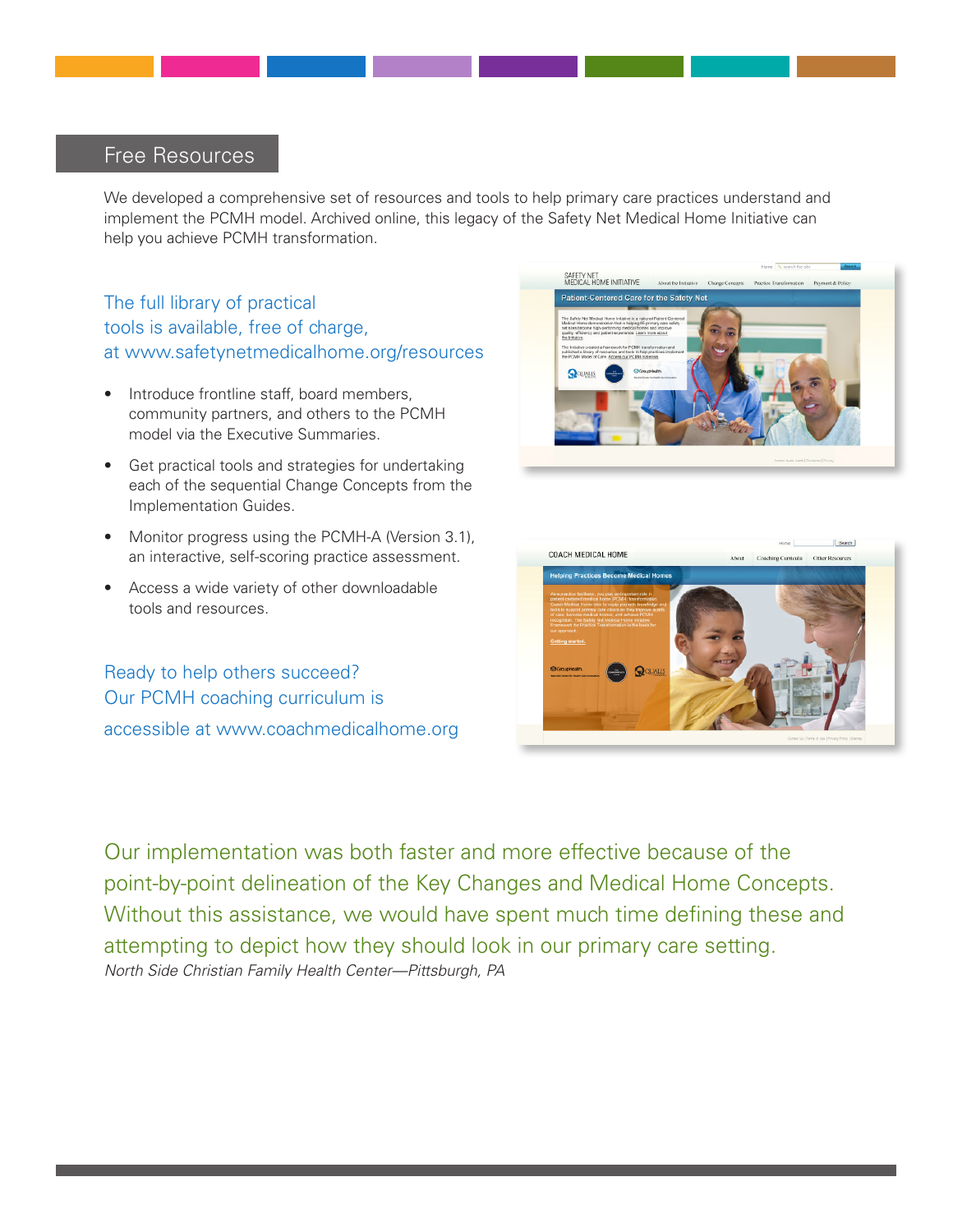## Free Resources

We developed a comprehensive set of resources and tools to help primary care practices understand and implement the PCMH model. Archived online, this legacy of the Safety Net Medical Home Initiative can help you achieve PCMH transformation.

The full library of practical tools is available, free of charge, at www.safetynetmedicalhome.org/resources

- Introduce frontline staff, board members, community partners, and others to the PCMH model via the Executive Summaries.
- Get practical tools and strategies for undertaking each of the sequential Change Concepts from the Implementation Guides.
- Monitor progress using the PCMH-A (Version 3.1), an interactive, self-scoring practice assessment.
- Access a wide variety of other downloadable tools and resources.

Ready to help others succeed? Our PCMH coaching curriculum is accessible at www.coachmedicalhome.org

Our implementation was both faster and more effective because of the point-by-point delineation of the Key Changes and Medical Home Concepts. Without this assistance, we would have spent much time defining these and attempting to depict how they should look in our primary care setting.

*North Side Christian Family Health Center—Pittsburgh, PA*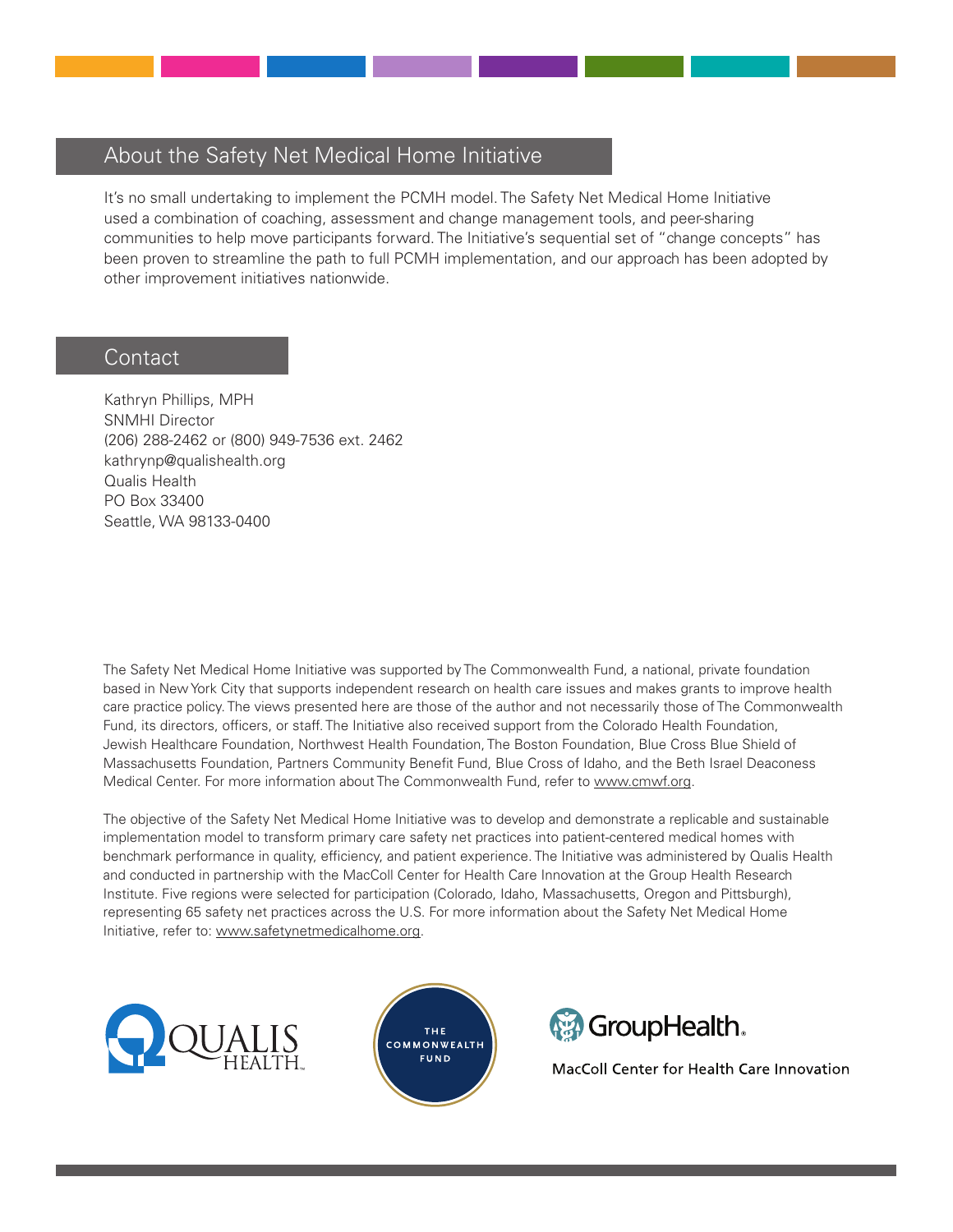## About the Safety Net Medical Home Initiative

It's no small undertaking to implement the PCMH model. The Safety Net Medical Home Initiative used a combination of coaching, assessment and change management tools, and peer-sharing communities to help move participants forward. The Initiative's sequential set of "change concepts" has been proven to streamline the path to full PCMH implementation, and our approach has been adopted by other improvement initiatives nationwide.

## Contact

Kathryn Phillips, MPH
SNMHI Director
(206) 288-2462 or (800) 949-7536 ext. 2462
kathrynp@qualishealth.org
Qualis Health
PO Box 33400
Seattle, WA 98133-0400

The Safety Net Medical Home Initiative was supported by The Commonwealth Fund, a national, private foundation based in New York City that supports independent research on health care issues and makes grants to improve health care practice policy. The views presented here are those of the author and not necessarily those of The Commonwealth Fund, its directors, officers, or staff. The Initiative also received support from the Colorado Health Foundation, Jewish Healthcare Foundation, Northwest Health Foundation, The Boston Foundation, Blue Cross Blue Shield of Massachusetts Foundation, Partners Community Benefit Fund, Blue Cross of Idaho, and the Beth Israel Deaconess Medical Center. For more information about The Commonwealth Fund, refer to www.cmwf.org.

The objective of the Safety Net Medical Home Initiative was to develop and demonstrate a replicable and sustainable implementation model to transform primary care safety net practices into patient-centered medical homes with benchmark performance in quality, efficiency, and patient experience. The Initiative was administered by Qualis Health and conducted in partnership with the MacColl Center for Health Care Innovation at the Group Health Research Institute. Five regions were selected for participation (Colorado, Idaho, Massachusetts, Oregon and Pittsburgh), representing 65 safety net practices across the U.S. For more information about the Safety Net Medical Home Initiative, refer to: www.safetynetmedicalhome.org.

QUALIS HEALTH

THE COMMONWEALTH FUND

GroupHealth.
MacColl Center for Health Care Innovation